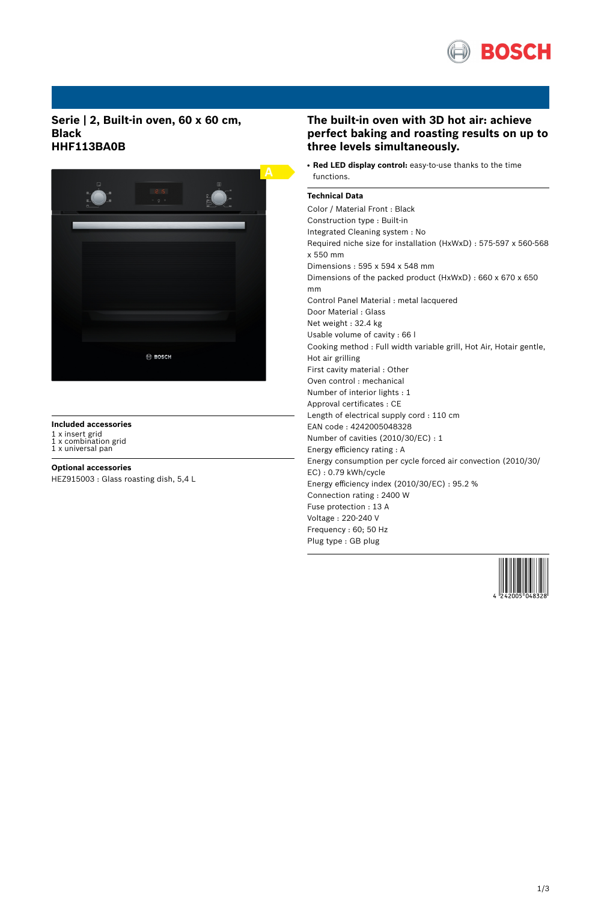# Serie | 2, Built-in oven, 60 x 60 cm, Black
## HHF113BA0B

## The built-in oven with 3D hot air: achieve perfect baking and roasting results on up to three levels simultaneously.

- **Red LED display control:** easy-to-use thanks to the time functions.

### Technical Data

Color / Material Front : Black
Construction type : Built-in
Integrated Cleaning system : No
Required niche size for installation (HxWxD) : 575-597 x 560-568 x 550 mm
Dimensions : 595 x 594 x 548 mm
Dimensions of the packed product (HxWxD) : 660 x 670 x 650 mm
Control Panel Material : metal lacquered
Door Material : Glass
Net weight : 32.4 kg
Usable volume of cavity : 66 l
Cooking method : Full width variable grill, Hot Air, Hotair gentle, Hot air grilling
First cavity material : Other
Oven control : mechanical
Number of interior lights : 1
Approval certificates : CE
Length of electrical supply cord : 110 cm
EAN code : 4242005048328
Number of cavities (2010/30/EC) : 1
Energy efficiency rating : A
Energy consumption per cycle forced air convection (2010/30/EC) : 0.79 kWh/cycle
Energy efficiency index (2010/30/EC) : 95.2 %
Connection rating : 2400 W
Fuse protection : 13 A
Voltage : 220-240 V
Frequency : 60; 50 Hz
Plug type : GB plug

### Included accessories

1 x insert grid
1 x combination grid
1 x universal pan

### Optional accessories

HEZ915003 : Glass roasting dish, 5,4 L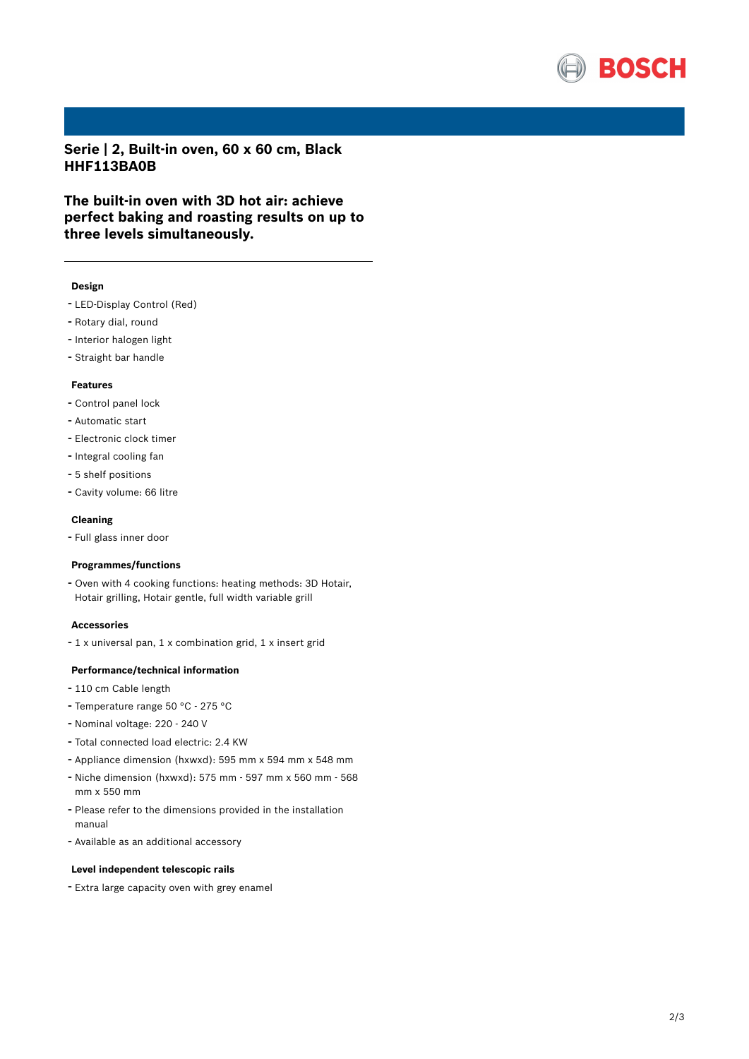# Serie | 2, Built-in oven, 60 x 60 cm, Black HHF113BA0B

## The built-in oven with 3D hot air: achieve perfect baking and roasting results on up to three levels simultaneously.

### Design

- LED-Display Control (Red)
- Rotary dial, round
- Interior halogen light
- Straight bar handle

### Features

- Control panel lock
- Automatic start
- Electronic clock timer
- Integral cooling fan
- 5 shelf positions
- Cavity volume: 66 litre

### Cleaning

- Full glass inner door

### Programmes/functions

- Oven with 4 cooking functions: heating methods: 3D Hotair, Hotair grilling, Hotair gentle, full width variable grill

### Accessories

- 1 x universal pan, 1 x combination grid, 1 x insert grid

### Performance/technical information

- 110 cm Cable length
- Temperature range 50 °C - 275 °C
- Nominal voltage: 220 - 240 V
- Total connected load electric: 2.4 KW
- Appliance dimension (hxwxd): 595 mm x 594 mm x 548 mm
- Niche dimension (hxwxd): 575 mm - 597 mm x 560 mm - 568 mm x 550 mm
- Please refer to the dimensions provided in the installation manual
- Available as an additional accessory

### Level independent telescopic rails

- Extra large capacity oven with grey enamel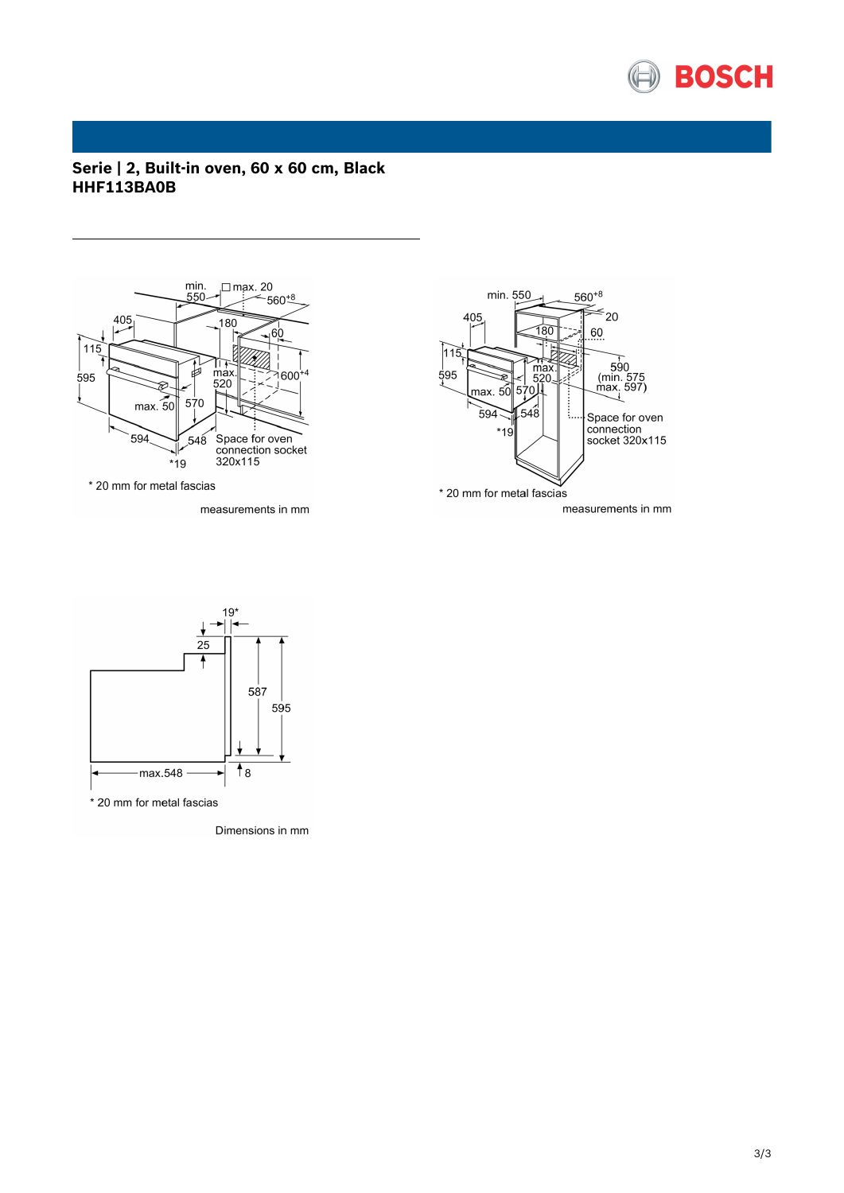**Serie | 2, Built-in oven, 60 x 60 cm, Black**
**HHF113BA0B**

min. 550
max. 20
$560^{+8}$
405
180
60
115
595
max. 520
$600^{+4}$
max. 50
570
594
548
*19
Space for oven connection socket 320x115

* 20 mm for metal fascias

measurements in mm

min. 550
$560^{+8}$
20
405
180
60
115
595
max. 520
590 (min. 575 max. 597)
max. 50
570
594
548
*19
Space for oven connection socket 320x115

* 20 mm for metal fascias

measurements in mm

19*
25
587
595
max.548
8

* 20 mm for metal fascias

Dimensions in mm